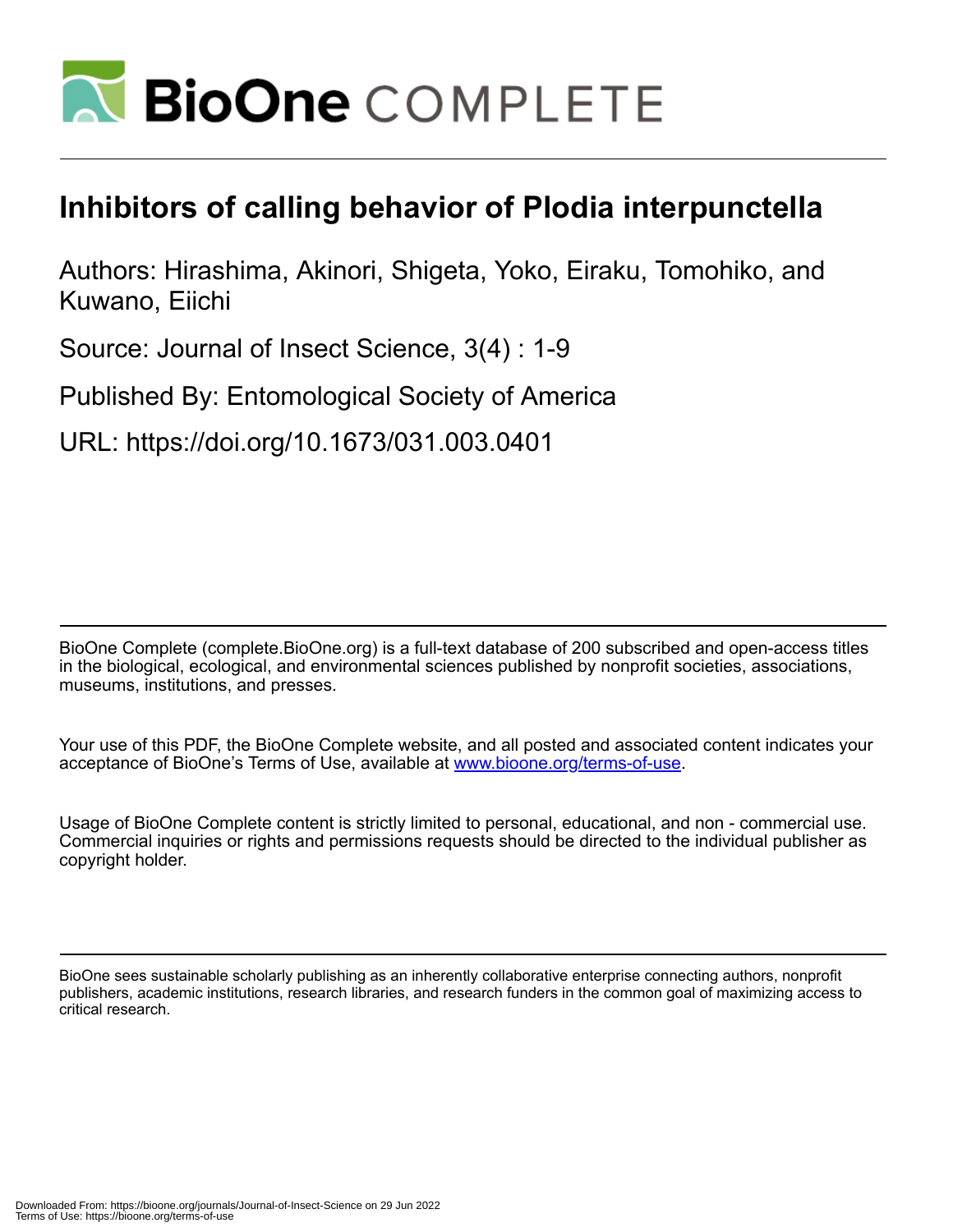# Inhibitors of calling behavior of Plodia interpunctella

Authors: Hirashima, Akinori, Shigeta, Yoko, Eiraku, Tomohiko, and Kuwano, Eiichi

Source: Journal of Insect Science, 3(4) : 1-9

Published By: Entomological Society of America

URL: https://doi.org/10.1673/031.003.0401

BioOne Complete (complete.BioOne.org) is a full-text database of 200 subscribed and open-access titles in the biological, ecological, and environmental sciences published by nonprofit societies, associations, museums, institutions, and presses.

Your use of this PDF, the BioOne Complete website, and all posted and associated content indicates your acceptance of BioOne's Terms of Use, available at www.bioone.org/terms-of-use.

Usage of BioOne Complete content is strictly limited to personal, educational, and non - commercial use. Commercial inquiries or rights and permissions requests should be directed to the individual publisher as copyright holder.

BioOne sees sustainable scholarly publishing as an inherently collaborative enterprise connecting authors, nonprofit publishers, academic institutions, research libraries, and research funders in the common goal of maximizing access to critical research.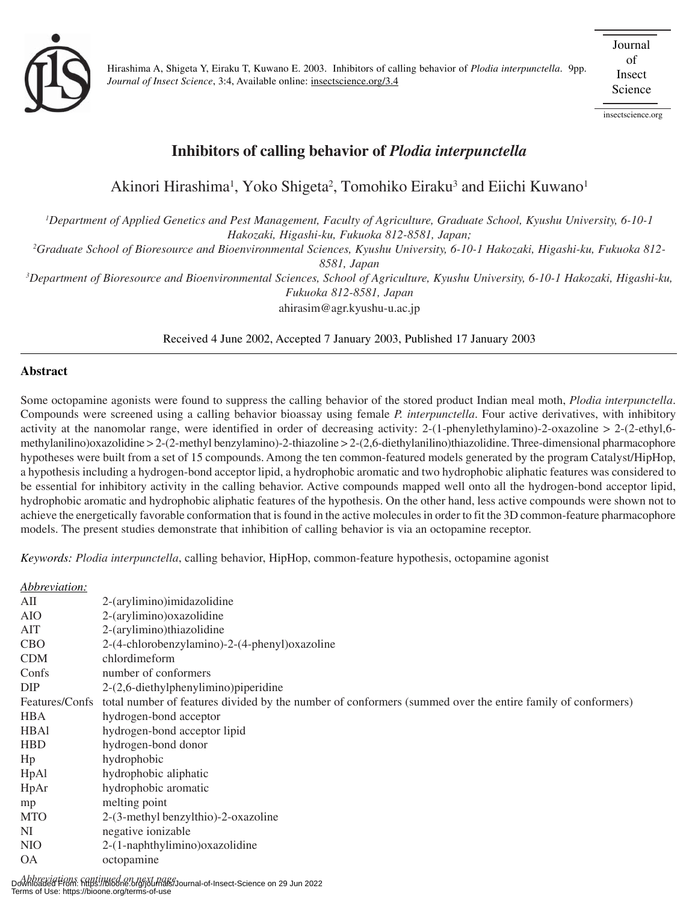Hirashima A, Shigeta Y, Eiraku T, Kuwano E. 2003. Inhibitors of calling behavior of *Plodia interpunctella*. 9pp. *Journal of Insect Science*, 3:4, Available online: insectscience.org/3.4

# Inhibitors of calling behavior of *Plodia interpunctella*

Akinori Hirashima[1], Yoko Shigeta[2], Tomohiko Eiraku[3] and Eiichi Kuwano[1]

[1]*Department of Applied Genetics and Pest Management, Faculty of Agriculture, Graduate School, Kyushu University, 6-10-1 Hakozaki, Higashi-ku, Fukuoka 812-8581, Japan;*
[2]*Graduate School of Bioresource and Bioenvironmental Sciences, Kyushu University, 6-10-1 Hakozaki, Higashi-ku, Fukuoka 812-8581, Japan*
[3]*Department of Bioresource and Bioenvironmental Sciences, School of Agriculture, Kyushu University, 6-10-1 Hakozaki, Higashi-ku, Fukuoka 812-8581, Japan*
ahirasim@agr.kyushu-u.ac.jp

Received 4 June 2002, Accepted 7 January 2003, Published 17 January 2003

## Abstract

Some octopamine agonists were found to suppress the calling behavior of the stored product Indian meal moth, *Plodia interpunctella*. Compounds were screened using a calling behavior bioassay using female *P. interpunctella*. Four active derivatives, with inhibitory activity at the nanomolar range, were identified in order of decreasing activity: 2-(1-phenylethylamino)-2-oxazoline > 2-(2-ethyl,6-methylanilino)oxazolidine > 2-(2-methyl benzylamino)-2-thiazoline > 2-(2,6-diethylanilino)thiazolidine. Three-dimensional pharmacophore hypotheses were built from a set of 15 compounds. Among the ten common-featured models generated by the program Catalyst/HipHop, a hypothesis including a hydrogen-bond acceptor lipid, a hydrophobic aromatic and two hydrophobic aliphatic features was considered to be essential for inhibitory activity in the calling behavior. Active compounds mapped well onto all the hydrogen-bond acceptor lipid, hydrophobic aromatic and hydrophobic aliphatic features of the hypothesis. On the other hand, less active compounds were shown not to achieve the energetically favorable conformation that is found in the active molecules in order to fit the 3D common-feature pharmacophore models. The present studies demonstrate that inhibition of calling behavior is via an octopamine receptor.

*Keywords: Plodia interpunctella*, calling behavior, HipHop, common-feature hypothesis, octopamine agonist

*Abbreviation:*

| | |
|---|---|
| AII | 2-(arylimino)imidazolidine |
| AIO | 2-(arylimino)oxazolidine |
| AIT | 2-(arylimino)thiazolidine |
| CBO | 2-(4-chlorobenzylamino)-2-(4-phenyl)oxazoline |
| CDM | chlordimeform |
| Confs | number of conformers |
| DIP | 2-(2,6-diethylphenylimino)piperidine |
| Features/Confs | total number of features divided by the number of conformers (summed over the entire family of conformers) |
| HBA | hydrogen-bond acceptor |
| HBAl | hydrogen-bond acceptor lipid |
| HBD | hydrogen-bond donor |
| Hp | hydrophobic |
| HpAl | hydrophobic aliphatic |
| HpAr | hydrophobic aromatic |
| mp | melting point |
| MTO | 2-(3-methyl benzylthio)-2-oxazoline |
| NI | negative ionizable |
| NIO | 2-(1-naphthylimino)oxazolidine |
| OA | octopamine |

*Abbreviations continued on next page*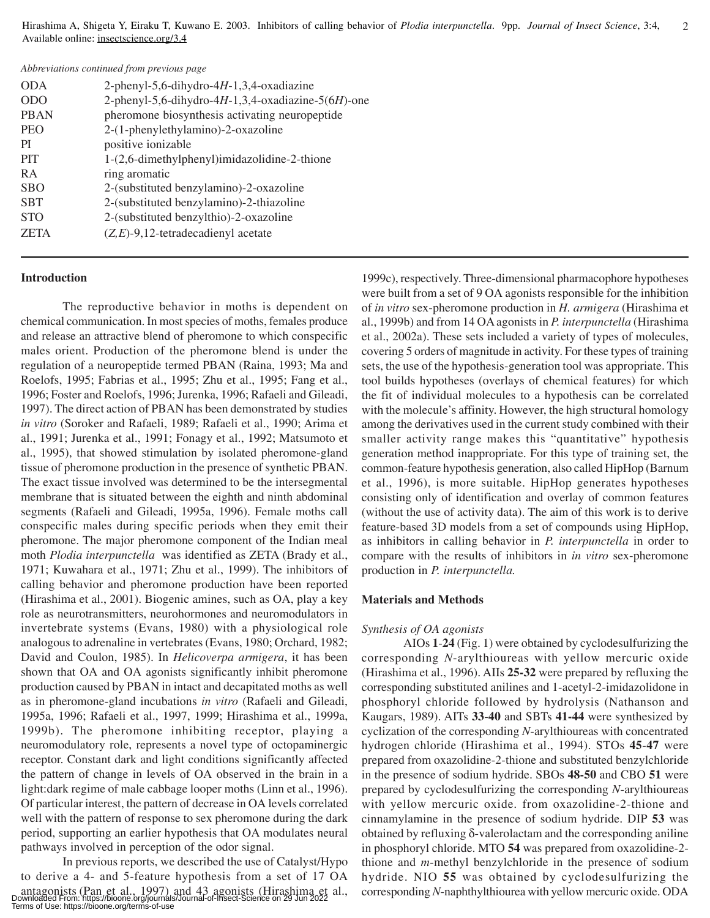*Abbreviations continued from previous page*

| | |
|---|---|
| ODA | 2-phenyl-5,6-dihydro-4*H*-1,3,4-oxadiazine |
| ODO | 2-phenyl-5,6-dihydro-4*H*-1,3,4-oxadiazine-5(6*H*)-one |
| PBAN | pheromone biosynthesis activating neuropeptide |
| PEO | 2-(1-phenylethylamino)-2-oxazoline |
| PI | positive ionizable |
| PIT | 1-(2,6-dimethylphenyl)imidazolidine-2-thione |
| RA | ring aromatic |
| SBO | 2-(substituted benzylamino)-2-oxazoline |
| SBT | 2-(substituted benzylamino)-2-thiazoline |
| STO | 2-(substituted benzylthio)-2-oxazoline |
| ZETA | (*Z,E*)-9,12-tetradecadienyl acetate |

## Introduction

The reproductive behavior in moths is dependent on chemical communication. In most species of moths, females produce and release an attractive blend of pheromone to which conspecific males orient. Production of the pheromone blend is under the regulation of a neuropeptide termed PBAN (Raina, 1993; Ma and Roelofs, 1995; Fabrias et al., 1995; Zhu et al., 1995; Fang et al., 1996; Foster and Roelofs, 1996; Jurenka, 1996; Rafaeli and Gileadi, 1997). The direct action of PBAN has been demonstrated by studies *in vitro* (Soroker and Rafaeli, 1989; Rafaeli et al., 1990; Arima et al., 1991; Jurenka et al., 1991; Fonagy et al., 1992; Matsumoto et al., 1995), that showed stimulation by isolated pheromone-gland tissue of pheromone production in the presence of synthetic PBAN. The exact tissue involved was determined to be the intersegmental membrane that is situated between the eighth and ninth abdominal segments (Rafaeli and Gileadi, 1995a, 1996). Female moths call conspecific males during specific periods when they emit their pheromone. The major pheromone component of the Indian meal moth *Plodia interpunctella* was identified as ZETA (Brady et al., 1971; Kuwahara et al., 1971; Zhu et al., 1999). The inhibitors of calling behavior and pheromone production have been reported (Hirashima et al., 2001). Biogenic amines, such as OA, play a key role as neurotransmitters, neurohormones and neuromodulators in invertebrate systems (Evans, 1980) with a physiological role analogous to adrenaline in vertebrates (Evans, 1980; Orchard, 1982; David and Coulon, 1985). In *Helicoverpa armigera*, it has been shown that OA and OA agonists significantly inhibit pheromone production caused by PBAN in intact and decapitated moths as well as in pheromone-gland incubations *in vitro* (Rafaeli and Gileadi, 1995a, 1996; Rafaeli et al., 1997, 1999; Hirashima et al., 1999a, 1999b). The pheromone inhibiting receptor, playing a neuromodulatory role, represents a novel type of octopaminergic receptor. Constant dark and light conditions significantly affected the pattern of change in levels of OA observed in the brain in a light:dark regime of male cabbage looper moths (Linn et al., 1996). Of particular interest, the pattern of decrease in OA levels correlated well with the pattern of response to sex pheromone during the dark period, supporting an earlier hypothesis that OA modulates neural pathways involved in perception of the odor signal.

In previous reports, we described the use of Catalyst/Hypo to derive a 4- and 5-feature hypothesis from a set of 17 OA antagonists (Pan et al., 1997) and 43 agonists (Hirashima et al., 1999c), respectively. Three-dimensional pharmacophore hypotheses were built from a set of 9 OA agonists responsible for the inhibition of *in vitro* sex-pheromone production in *H. armigera* (Hirashima et al., 1999b) and from 14 OA agonists in *P. interpunctella* (Hirashima et al., 2002a). These sets included a variety of types of molecules, covering 5 orders of magnitude in activity. For these types of training sets, the use of the hypothesis-generation tool was appropriate. This tool builds hypotheses (overlays of chemical features) for which the fit of individual molecules to a hypothesis can be correlated with the molecule's affinity. However, the high structural homology among the derivatives used in the current study combined with their smaller activity range makes this "quantitative" hypothesis generation method inappropriate. For this type of training set, the common-feature hypothesis generation, also called HipHop (Barnum et al., 1996), is more suitable. HipHop generates hypotheses consisting only of identification and overlay of common features (without the use of activity data). The aim of this work is to derive feature-based 3D models from a set of compounds using HipHop, as inhibitors in calling behavior in *P. interpunctella* in order to compare with the results of inhibitors in *in vitro* sex-pheromone production in *P. interpunctella.*

## Materials and Methods

### *Synthesis of OA agonists*

AIOs **1**-**24** (Fig. 1) were obtained by cyclodesulfurizing the corresponding *N*-arylthioureas with yellow mercuric oxide (Hirashima et al., 1996). AIIs **25-32** were prepared by refluxing the corresponding substituted anilines and 1-acetyl-2-imidazolidone in phosphoryl chloride followed by hydrolysis (Nathanson and Kaugars, 1989). AITs **33**-**40** and SBTs **41-44** were synthesized by cyclization of the corresponding *N*-arylthioureas with concentrated hydrogen chloride (Hirashima et al., 1994). STOs **45**-**47** were prepared from oxazolidine-2-thione and substituted benzylchloride in the presence of sodium hydride. SBOs **48-50** and CBO **51** were prepared by cyclodesulfurizing the corresponding *N*-arylthioureas with yellow mercuric oxide. from oxazolidine-2-thione and cinnamylamine in the presence of sodium hydride. DIP **53** was obtained by refluxing δ-valerolactam and the corresponding aniline in phosphoryl chloride. MTO **54** was prepared from oxazolidine-2-thione and *m*-methyl benzylchloride in the presence of sodium hydride. NIO **55** was obtained by cyclodesulfurizing the corresponding *N*-naphthylthiourea with yellow mercuric oxide. ODA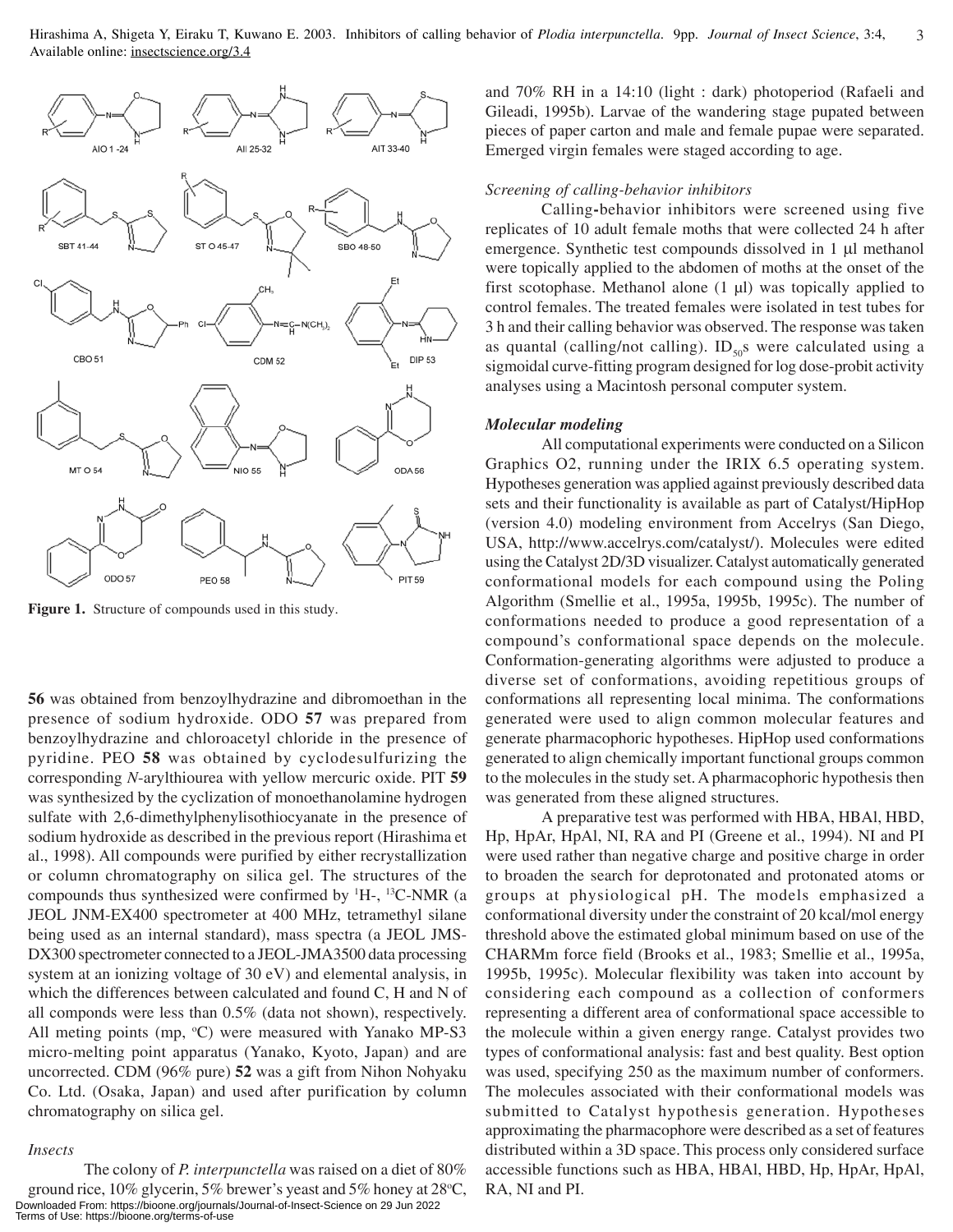Figure 1. Structure of compounds used in this study.

**56** was obtained from benzoylhydrazine and dibromoethan in the presence of sodium hydroxide. ODO **57** was prepared from benzoylhydrazine and chloroacetyl chloride in the presence of pyridine. PEO **58** was obtained by cyclodesulfurizing the corresponding *N*-arylthiourea with yellow mercuric oxide. PIT **59** was synthesized by the cyclization of monoethanolamine hydrogen sulfate with 2,6-dimethylphenylisothiocyanate in the presence of sodium hydroxide as described in the previous report (Hirashima et al., 1998). All compounds were purified by either recrystallization or column chromatography on silica gel. The structures of the compounds thus synthesized were confirmed by $^{1}$H-, $^{13}$C-NMR (a JEOL JNM-EX400 spectrometer at 400 MHz, tetramethyl silane being used as an internal standard), mass spectra (a JEOL JMS-DX300 spectrometer connected to a JEOL-JMA3500 data processing system at an ionizing voltage of 30 eV) and elemental analysis, in which the differences between calculated and found C, H and N of all componds were less than 0.5% (data not shown), respectively. All meting points (mp, °C) were measured with Yanako MP-S3 micro-melting point apparatus (Yanako, Kyoto, Japan) and are uncorrected. CDM (96% pure) **52** was a gift from Nihon Nohyaku Co. Ltd. (Osaka, Japan) and used after purification by column chromatography on silica gel.

### *Insects*

The colony of *P. interpunctella* was raised on a diet of 80% ground rice, 10% glycerin, 5% brewer's yeast and 5% honey at 28°C, and 70% RH in a 14:10 (light : dark) photoperiod (Rafaeli and Gileadi, 1995b). Larvae of the wandering stage pupated between pieces of paper carton and male and female pupae were separated. Emerged virgin females were staged according to age.

### *Screening of calling-behavior inhibitors*

Calling-behavior inhibitors were screened using five replicates of 10 adult female moths that were collected 24 h after emergence. Synthetic test compounds dissolved in 1 µl methanol were topically applied to the abdomen of moths at the onset of the first scotophase. Methanol alone (1 µl) was topically applied to control females. The treated females were isolated in test tubes for 3 h and their calling behavior was observed. The response was taken as quantal (calling/not calling). $ID_{50}$s were calculated using a sigmoidal curve-fitting program designed for log dose-probit activity analyses using a Macintosh personal computer system.

### *Molecular modeling*

All computational experiments were conducted on a Silicon Graphics O2, running under the IRIX 6.5 operating system. Hypotheses generation was applied against previously described data sets and their functionality is available as part of Catalyst/HipHop (version 4.0) modeling environment from Accelrys (San Diego, USA, http://www.accelrys.com/catalyst/). Molecules were edited using the Catalyst 2D/3D visualizer. Catalyst automatically generated conformational models for each compound using the Poling Algorithm (Smellie et al., 1995a, 1995b, 1995c). The number of conformations needed to produce a good representation of a compound's conformational space depends on the molecule. Conformation-generating algorithms were adjusted to produce a diverse set of conformations, avoiding repetitious groups of conformations all representing local minima. The conformations generated were used to align common molecular features and generate pharmacophoric hypotheses. HipHop used conformations generated to align chemically important functional groups common to the molecules in the study set. A pharmacophoric hypothesis then was generated from these aligned structures.

A preparative test was performed with HBA, HBAl, HBD, Hp, HpAr, HpAl, NI, RA and PI (Greene et al., 1994). NI and PI were used rather than negative charge and positive charge in order to broaden the search for deprotonated and protonated atoms or groups at physiological pH. The models emphasized a conformational diversity under the constraint of 20 kcal/mol energy threshold above the estimated global minimum based on use of the CHARMm force field (Brooks et al., 1983; Smellie et al., 1995a, 1995b, 1995c). Molecular flexibility was taken into account by considering each compound as a collection of conformers representing a different area of conformational space accessible to the molecule within a given energy range. Catalyst provides two types of conformational analysis: fast and best quality. Best option was used, specifying 250 as the maximum number of conformers. The molecules associated with their conformational models was submitted to Catalyst hypothesis generation. Hypotheses approximating the pharmacophore were described as a set of features distributed within a 3D space. This process only considered surface accessible functions such as HBA, HBAl, HBD, Hp, HpAr, HpAl, RA, NI and PI.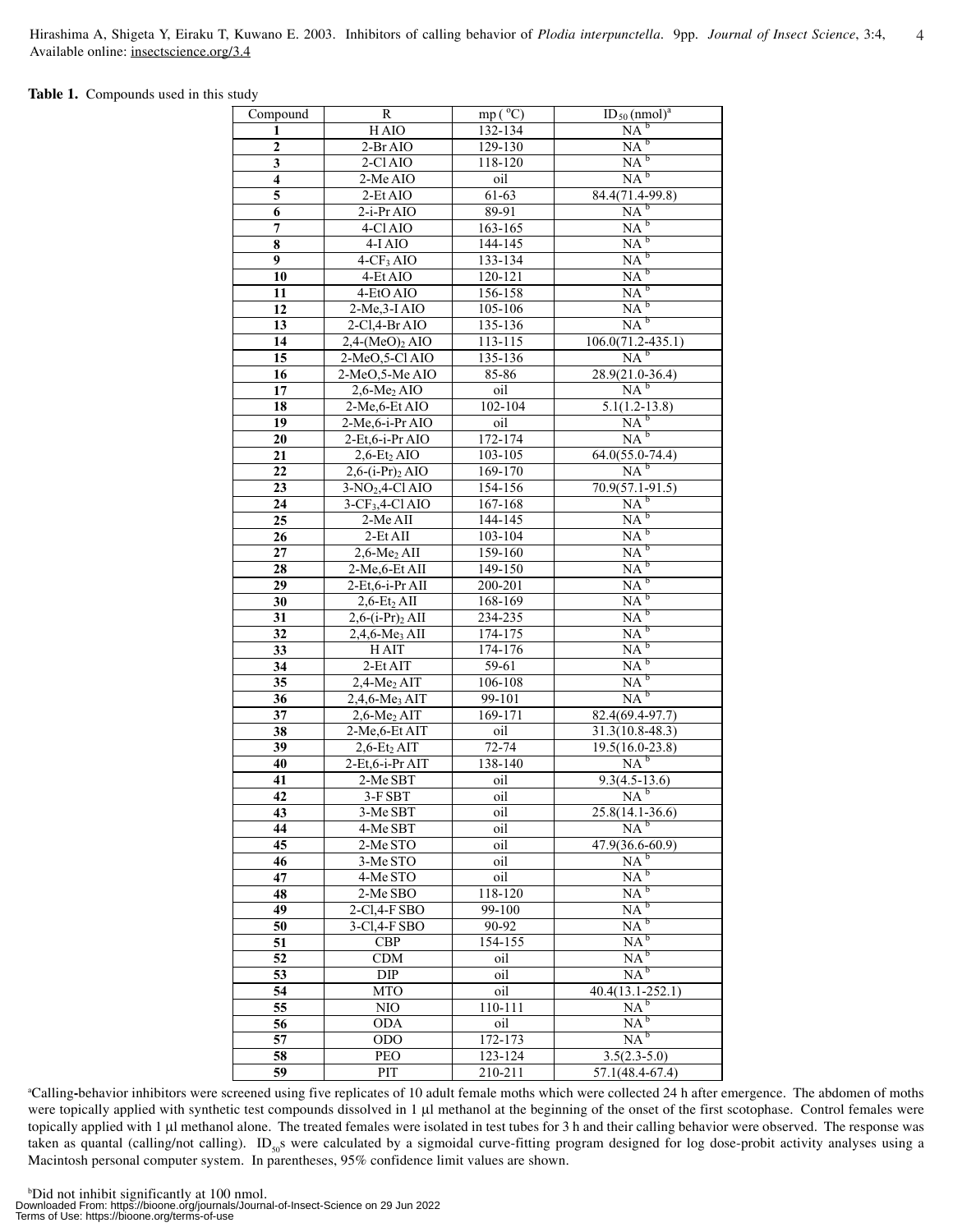**Table 1.** Compounds used in this study

| Compound | R | mp (°C) | $ID_{50}$ (nmol)[a] |
|---|---|---|---|
| **1** | H AIO | 132-134 | NA [b] |
| **2** | 2-Br AIO | 129-130 | NA [b] |
| **3** | 2-Cl AIO | 118-120 | NA [b] |
| **4** | 2-Me AIO | oil | NA [b] |
| **5** | 2-Et AIO | 61-63 | 84.4(71.4-99.8) |
| **6** | 2-i-Pr AIO | 89-91 | NA [b] |
| **7** | 4-Cl AIO | 163-165 | NA [b] |
| **8** | 4-I AIO | 144-145 | NA [b] |
| **9** | 4-$CF_3$ AIO | 133-134 | NA [b] |
| **10** | 4-Et AIO | 120-121 | NA [b] |
| **11** | 4-EtO AIO | 156-158 | NA [b] |
| **12** | 2-Me,3-I AIO | 105-106 | NA [b] |
| **13** | 2-Cl,4-Br AIO | 135-136 | NA [b] |
| **14** | 2,4-$(MeO)_2$ AIO | 113-115 | 106.0(71.2-435.1) |
| **15** | 2-MeO,5-Cl AIO | 135-136 | NA [b] |
| **16** | 2-MeO,5-Me AIO | 85-86 | 28.9(21.0-36.4) |
| **17** | 2,6-$Me_2$ AIO | oil | NA [b] |
| **18** | 2-Me,6-Et AIO | 102-104 | 5.1(1.2-13.8) |
| **19** | 2-Me,6-i-Pr AIO | oil | NA [b] |
| **20** | 2-Et,6-i-Pr AIO | 172-174 | NA [b] |
| **21** | 2,6-$Et_2$ AIO | 103-105 | 64.0(55.0-74.4) |
| **22** | 2,6-(i-Pr)$_2$ AIO | 169-170 | NA [b] |
| **23** | 3-$NO_2$,4-Cl AIO | 154-156 | 70.9(57.1-91.5) |
| **24** | 3-$CF_3$,4-Cl AIO | 167-168 | NA [b] |
| **25** | 2-Me AII | 144-145 | NA [b] |
| **26** | 2-Et AII | 103-104 | NA [b] |
| **27** | 2,6-$Me_2$ AII | 159-160 | NA [b] |
| **28** | 2-Me,6-Et AII | 149-150 | NA [b] |
| **29** | 2-Et,6-i-Pr AII | 200-201 | NA [b] |
| **30** | 2,6-$Et_2$ AII | 168-169 | NA [b] |
| **31** | 2,6-(i-Pr)$_2$ AII | 234-235 | NA [b] |
| **32** | 2,4,6-$Me_3$ AII | 174-175 | NA [b] |
| **33** | H AIT | 174-176 | NA [b] |
| **34** | 2-Et AIT | 59-61 | NA [b] |
| **35** | 2,4-$Me_2$ AIT | 106-108 | NA [b] |
| **36** | 2,4,6-$Me_3$ AIT | 99-101 | NA [b] |
| **37** | 2,6-$Me_2$ AIT | 169-171 | 82.4(69.4-97.7) |
| **38** | 2-Me,6-Et AIT | oil | 31.3(10.8-48.3) |
| **39** | 2,6-$Et_2$ AIT | 72-74 | 19.5(16.0-23.8) |
| **40** | 2-Et,6-i-Pr AIT | 138-140 | NA [b] |
| **41** | 2-Me SBT | oil | 9.3(4.5-13.6) |
| **42** | 3-F SBT | oil | NA [b] |
| **43** | 3-Me SBT | oil | 25.8(14.1-36.6) |
| **44** | 4-Me SBT | oil | NA [b] |
| **45** | 2-Me STO | oil | 47.9(36.6-60.9) |
| **46** | 3-Me STO | oil | NA [b] |
| **47** | 4-Me STO | oil | NA [b] |
| **48** | 2-Me SBO | 118-120 | NA [b] |
| **49** | 2-Cl,4-F SBO | 99-100 | NA [b] |
| **50** | 3-Cl,4-F SBO | 90-92 | NA [b] |
| **51** | CBP | 154-155 | NA [b] |
| **52** | CDM | oil | NA [b] |
| **53** | DIP | oil | NA [b] |
| **54** | MTO | oil | 40.4(13.1-252.1) |
| **55** | NIO | 110-111 | NA [b] |
| **56** | ODA | oil | NA [b] |
| **57** | ODO | 172-173 | NA [b] |
| **58** | PEO | 123-124 | 3.5(2.3-5.0) |
| **59** | PIT | 210-211 | 57.1(48.4-67.4) |

[a]Calling-behavior inhibitors were screened using five replicates of 10 adult female moths which were collected 24 h after emergence. The abdomen of moths were topically applied with synthetic test compounds dissolved in 1 µl methanol at the beginning of the onset of the first scotophase. Control females were topically applied with 1 µl methanol alone. The treated females were isolated in test tubes for 3 h and their calling behavior were observed. The response was taken as quantal (calling/not calling). $ID_{50}$s were calculated by a sigmoidal curve-fitting program designed for log dose-probit activity analyses using a Macintosh personal computer system. In parentheses, 95% confidence limit values are shown.

[b]Did not inhibit significantly at 100 nmol.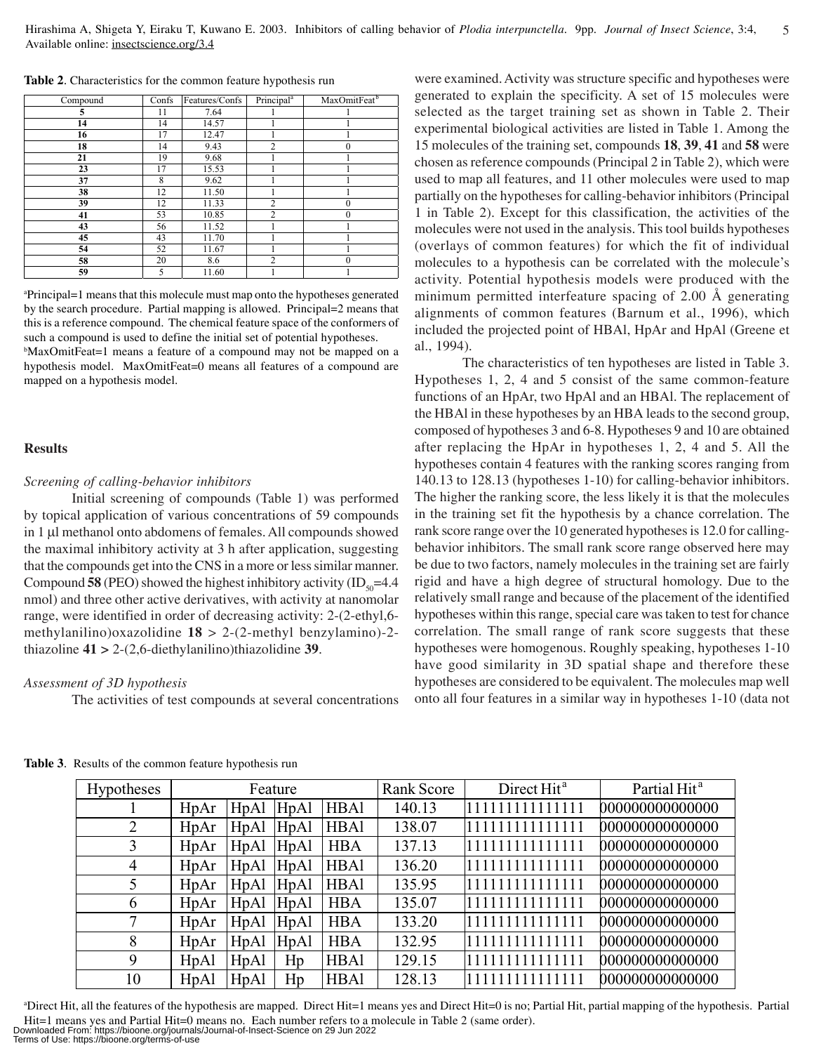**Table 2**. Characteristics for the common feature hypothesis run

| Compound | Confs | Features/Confs | Principal[a] | MaxOmitFeat[b] |
|---|---|---|---|---|
| **5** | 11 | 7.64 | 1 | 1 |
| **14** | 14 | 14.57 | 1 | 1 |
| **16** | 17 | 12.47 | 1 | 1 |
| **18** | 14 | 9.43 | 2 | 0 |
| **21** | 19 | 9.68 | 1 | 1 |
| **23** | 17 | 15.53 | 1 | 1 |
| **37** | 8 | 9.62 | 1 | 1 |
| **38** | 12 | 11.50 | 1 | 1 |
| **39** | 12 | 11.33 | 2 | 0 |
| **41** | 53 | 10.85 | 2 | 0 |
| **43** | 56 | 11.52 | 1 | 1 |
| **45** | 43 | 11.70 | 1 | 1 |
| **54** | 52 | 11.67 | 1 | 1 |
| **58** | 20 | 8.6 | 2 | 0 |
| **59** | 5 | 11.60 | 1 | 1 |

[a]Principal=1 means that this molecule must map onto the hypotheses generated by the search procedure. Partial mapping is allowed. Principal=2 means that this is a reference compound. The chemical feature space of the conformers of such a compound is used to define the initial set of potential hypotheses.
[b]MaxOmitFeat=1 means a feature of a compound may not be mapped on a hypothesis model. MaxOmitFeat=0 means all features of a compound are mapped on a hypothesis model.

## Results

### *Screening of calling-behavior inhibitors*

Initial screening of compounds (Table 1) was performed by topical application of various concentrations of 59 compounds in 1 µl methanol onto abdomens of females. All compounds showed the maximal inhibitory activity at 3 h after application, suggesting that the compounds get into the CNS in a more or less similar manner. Compound **58** (PEO) showed the highest inhibitory activity ($ID_{50}$=4.4 nmol) and three other active derivatives, with activity at nanomolar range, were identified in order of decreasing activity: 2-(2-ethyl,6-methylanilino)oxazolidine **18** > 2-(2-methyl benzylamino)-2-thiazoline **41** > 2-(2,6-diethylanilino)thiazolidine **39**.

### *Assessment of 3D hypothesis*

The activities of test compounds at several concentrations were examined. Activity was structure specific and hypotheses were generated to explain the specificity. A set of 15 molecules were selected as the target training set as shown in Table 2. Their experimental biological activities are listed in Table 1. Among the 15 molecules of the training set, compounds **18**, **39**, **41** and **58** were chosen as reference compounds (Principal 2 in Table 2), which were used to map all features, and 11 other molecules were used to map partially on the hypotheses for calling-behavior inhibitors (Principal 1 in Table 2). Except for this classification, the activities of the molecules were not used in the analysis. This tool builds hypotheses (overlays of common features) for which the fit of individual molecules to a hypothesis can be correlated with the molecule's activity. Potential hypothesis models were produced with the minimum permitted interfeature spacing of 2.00 Å generating alignments of common features (Barnum et al., 1996), which included the projected point of HBAl, HpAr and HpAl (Greene et al., 1994).

The characteristics of ten hypotheses are listed in Table 3. Hypotheses 1, 2, 4 and 5 consist of the same common-feature functions of an HpAr, two HpAl and an HBAl. The replacement of the HBAl in these hypotheses by an HBA leads to the second group, composed of hypotheses 3 and 6-8. Hypotheses 9 and 10 are obtained after replacing the HpAr in hypotheses 1, 2, 4 and 5. All the hypotheses contain 4 features with the ranking scores ranging from 140.13 to 128.13 (hypotheses 1-10) for calling-behavior inhibitors. The higher the ranking score, the less likely it is that the molecules in the training set fit the hypothesis by a chance correlation. The rank score range over the 10 generated hypotheses is 12.0 for calling-behavior inhibitors. The small rank score range observed here may be due to two factors, namely molecules in the training set are fairly rigid and have a high degree of structural homology. Due to the relatively small range and because of the placement of the identified hypotheses within this range, special care was taken to test for chance correlation. The small range of rank score suggests that these hypotheses were homogenous. Roughly speaking, hypotheses 1-10 have good similarity in 3D spatial shape and therefore these hypotheses are considered to be equivalent. The molecules map well onto all four features in a similar way in hypotheses 1-10 (data not

**Table 3**. Results of the common feature hypothesis run

| Hypotheses | Feature | | | | Rank Score | Direct Hit[a] | Partial Hit[a] |
|---|---|---|---|---|---|---|---|
| 1 | HpAr | HpAl | HpAl | HBAl | 140.13 | 111111111111111 | 000000000000000 |
| 2 | HpAr | HpAl | HpAl | HBAl | 138.07 | 111111111111111 | 000000000000000 |
| 3 | HpAr | HpAl | HpAl | HBA | 137.13 | 111111111111111 | 000000000000000 |
| 4 | HpAr | HpAl | HpAl | HBAl | 136.20 | 111111111111111 | 000000000000000 |
| 5 | HpAr | HpAl | HpAl | HBAl | 135.95 | 111111111111111 | 000000000000000 |
| 6 | HpAr | HpAl | HpAl | HBA | 135.07 | 111111111111111 | 000000000000000 |
| 7 | HpAr | HpAl | HpAl | HBA | 133.20 | 111111111111111 | 000000000000000 |
| 8 | HpAr | HpAl | HpAl | HBA | 132.95 | 111111111111111 | 000000000000000 |
| 9 | HpAl | HpAl | Hp | HBAl | 129.15 | 111111111111111 | 000000000000000 |
| 10 | HpAl | HpAl | Hp | HBAl | 128.13 | 111111111111111 | 000000000000000 |

[a]Direct Hit, all the features of the hypothesis are mapped. Direct Hit=1 means yes and Direct Hit=0 is no; Partial Hit, partial mapping of the hypothesis. Partial Hit=1 means yes and Partial Hit=0 means no. Each number refers to a molecule in Table 2 (same order).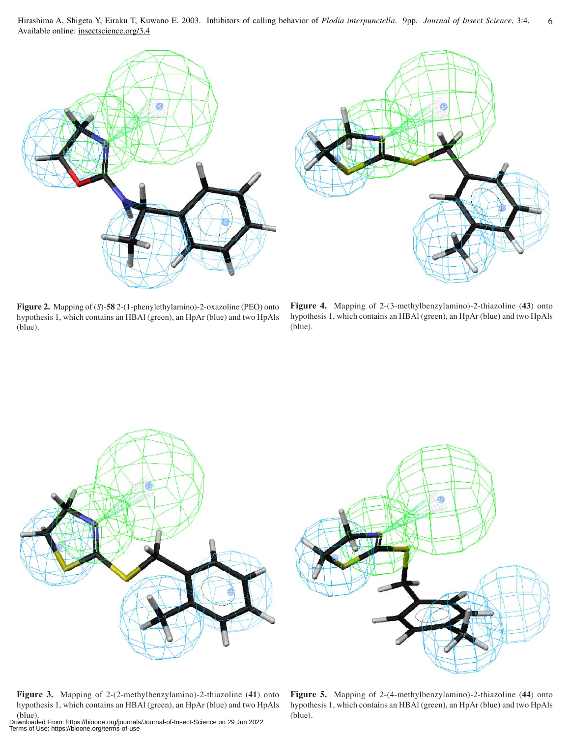**Figure 2.** Mapping of (*S*)-**58** 2-(1-phenylethylamino)-2-oxazoline (PEO) onto hypothesis 1, which contains an HBAl (green), an HpAr (blue) and two HpAls (blue).

**Figure 4.** Mapping of 2-(3-methylbenzylamino)-2-thiazoline (**43**) onto hypothesis 1, which contains an HBAl (green), an HpAr (blue) and two HpAls (blue).

**Figure 3.** Mapping of 2-(2-methylbenzylamino)-2-thiazoline (**41**) onto hypothesis 1, which contains an HBAl (green), an HpAr (blue) and two HpAls (blue).

**Figure 5.** Mapping of 2-(4-methylbenzylamino)-2-thiazoline (**44**) onto hypothesis 1, which contains an HBAl (green), an HpAr (blue) and two HpAls (blue).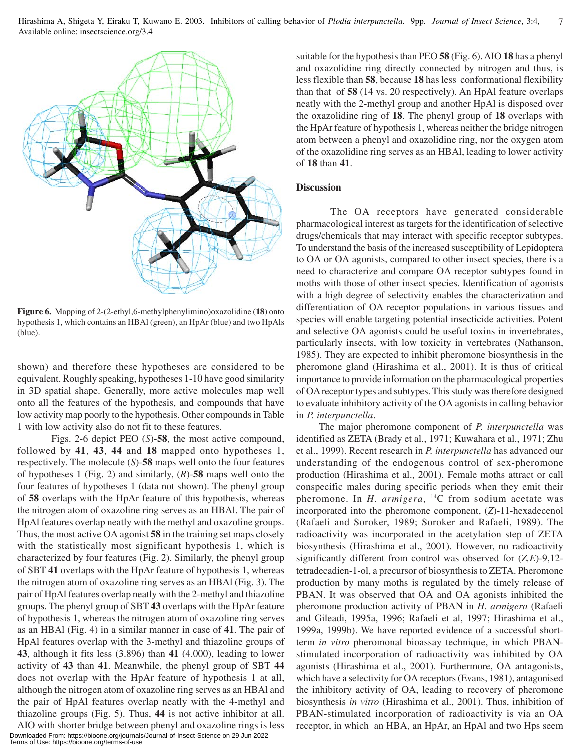**Figure 6.** Mapping of 2-(2-ethyl,6-methylphenylimino)oxazolidine (**18**) onto hypothesis 1, which contains an HBAl (green), an HpAr (blue) and two HpAls (blue).

shown) and therefore these hypotheses are considered to be equivalent. Roughly speaking, hypotheses 1-10 have good similarity in 3D spatial shape. Generally, more active molecules map well onto all the features of the hypothesis, and compounds that have low activity map poorly to the hypothesis. Other compounds in Table 1 with low activity also do not fit to these features.

Figs. 2-6 depict PEO (*S*)-**58**, the most active compound, followed by **41**, **43**, **44** and **18** mapped onto hypotheses 1, respectively. The molecule (*S*)-**58** maps well onto the four features of hypotheses 1 (Fig. 2) and similarly, (*R*)-**58** maps well onto the four features of hypotheses 1 (data not shown). The phenyl group of **58** overlaps with the HpAr feature of this hypothesis, whereas the nitrogen atom of oxazoline ring serves as an HBAl. The pair of HpAl features overlap neatly with the methyl and oxazoline groups. Thus, the most active OA agonist **58** in the training set maps closely with the statistically most significant hypothesis 1, which is characterized by four features (Fig. 2). Similarly, the phenyl group of SBT **41** overlaps with the HpAr feature of hypothesis 1, whereas the nitrogen atom of oxazoline ring serves as an HBAl (Fig. 3). The pair of HpAl features overlap neatly with the 2-methyl and thiazoline groups. The phenyl group of SBT **43** overlaps with the HpAr feature of hypothesis 1, whereas the nitrogen atom of oxazoline ring serves as an HBAl (Fig. 4) in a similar manner in case of **41**. The pair of HpAl features overlap with the 3-methyl and thiazoline groups of **43**, although it fits less (3.896) than **41** (4.000), leading to lower activity of **43** than **41**. Meanwhile, the phenyl group of SBT **44** does not overlap with the HpAr feature of hypothesis 1 at all, although the nitrogen atom of oxazoline ring serves as an HBAl and the pair of HpAl features overlap neatly with the 4-methyl and thiazoline groups (Fig. 5). Thus, **44** is not active inhibitor at all. AIO with shorter bridge between phenyl and oxazoline rings is less suitable for the hypothesis than PEO **58** (Fig. 6). AIO **18** has a phenyl and oxazolidine ring directly connected by nitrogen and thus, is less flexible than **58**, because **18** has less conformational flexibility than that of **58** (14 vs. 20 respectively). An HpAl feature overlaps neatly with the 2-methyl group and another HpAl is disposed over the oxazolidine ring of **18**. The phenyl group of **18** overlaps with the HpAr feature of hypothesis 1, whereas neither the bridge nitrogen atom between a phenyl and oxazolidine ring, nor the oxygen atom of the oxazolidine ring serves as an HBAl, leading to lower activity of **18** than **41**.

## Discussion

The OA receptors have generated considerable pharmacological interest as targets for the identification of selective drugs/chemicals that may interact with specific receptor subtypes. To understand the basis of the increased susceptibility of Lepidoptera to OA or OA agonists, compared to other insect species, there is a need to characterize and compare OA receptor subtypes found in moths with those of other insect species. Identification of agonists with a high degree of selectivity enables the characterization and differentiation of OA receptor populations in various tissues and species will enable targeting potential insecticide activities. Potent and selective OA agonists could be useful toxins in invertebrates, particularly insects, with low toxicity in vertebrates (Nathanson, 1985). They are expected to inhibit pheromone biosynthesis in the pheromone gland (Hirashima et al., 2001). It is thus of critical importance to provide information on the pharmacological properties of OA receptor types and subtypes. This study was therefore designed to evaluate inhibitory activity of the OA agonists in calling behavior in *P. interpunctella*.

The major pheromone component of *P. interpunctella* was identified as ZETA (Brady et al., 1971; Kuwahara et al., 1971; Zhu et al., 1999). Recent research in *P. interpunctella* has advanced our understanding of the endogenous control of sex-pheromone production (Hirashima et al., 2001). Female moths attract or call conspecific males during specific periods when they emit their pheromone. In *H. armigera*, $^{14}C$ from sodium acetate was incorporated into the pheromone component, (*Z*)-11-hexadecenol (Rafaeli and Soroker, 1989; Soroker and Rafaeli, 1989). The radioactivity was incorporated in the acetylation step of ZETA biosynthesis (Hirashima et al., 2001). However, no radioactivity significantly different from control was observed for (*Z,E*)-9,12-tetradecadien-1-ol, a precursor of biosynthesis to ZETA. Pheromone production by many moths is regulated by the timely release of PBAN. It was observed that OA and OA agonists inhibited the pheromone production activity of PBAN in *H. armigera* (Rafaeli and Gileadi, 1995a, 1996; Rafaeli et al, 1997; Hirashima et al., 1999a, 1999b). We have reported evidence of a successful short-term *in vitro* pheromonal bioassay technique, in which PBAN-stimulated incorporation of radioactivity was inhibited by OA agonists (Hirashima et al., 2001). Furthermore, OA antagonists, which have a selectivity for OA receptors (Evans, 1981), antagonised the inhibitory activity of OA, leading to recovery of pheromone biosynthesis *in vitro* (Hirashima et al., 2001). Thus, inhibition of PBAN-stimulated incorporation of radioactivity is via an OA receptor, in which an HBA, an HpAr, an HpAl and two Hps seem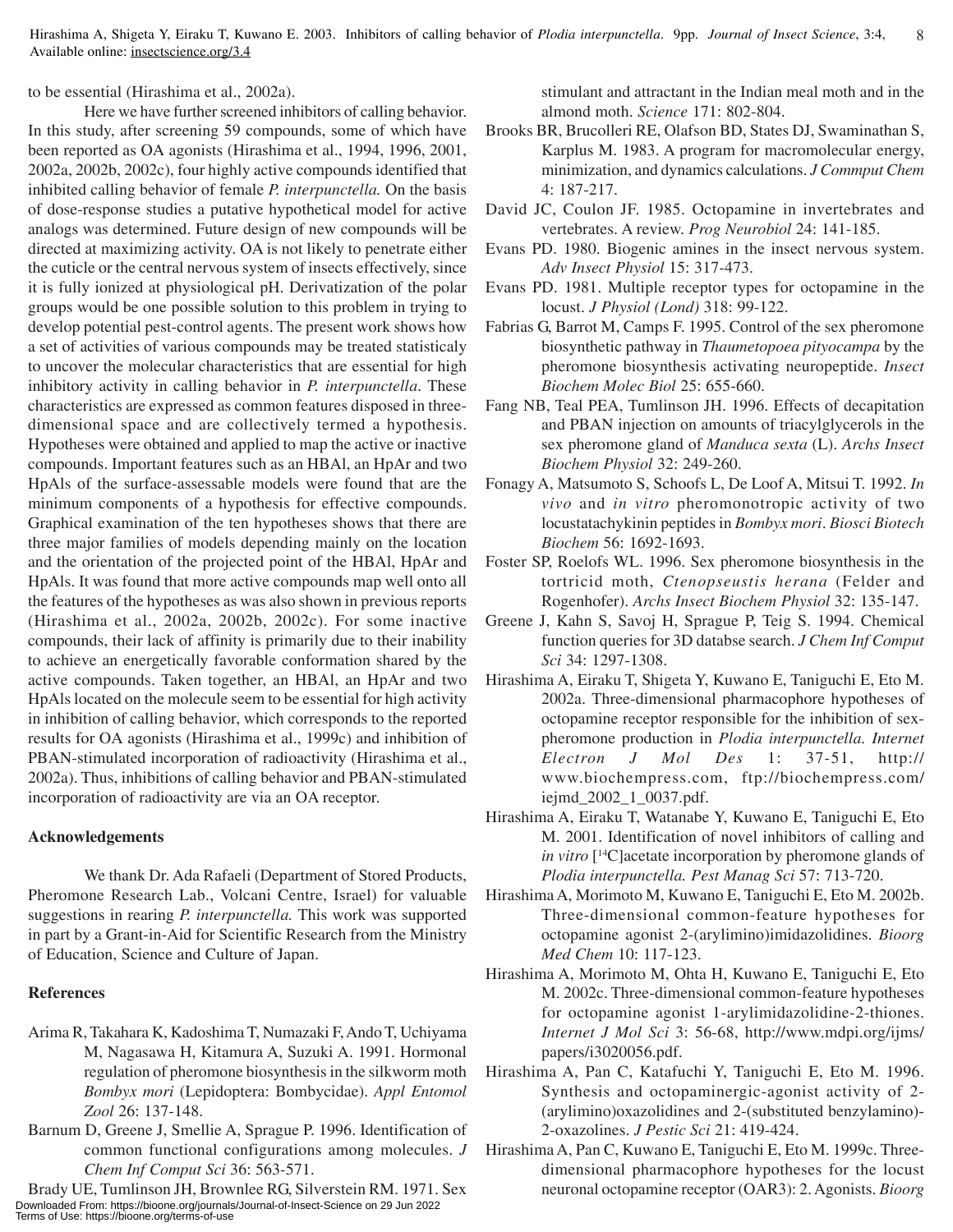to be essential (Hirashima et al., 2002a).

Here we have further screened inhibitors of calling behavior. In this study, after screening 59 compounds, some of which have been reported as OA agonists (Hirashima et al., 1994, 1996, 2001, 2002a, 2002b, 2002c), four highly active compounds identified that inhibited calling behavior of female *P. interpunctella.* On the basis of dose-response studies a putative hypothetical model for active analogs was determined. Future design of new compounds will be directed at maximizing activity. OA is not likely to penetrate either the cuticle or the central nervous system of insects effectively, since it is fully ionized at physiological pH. Derivatization of the polar groups would be one possible solution to this problem in trying to develop potential pest-control agents. The present work shows how a set of activities of various compounds may be treated statisticaly to uncover the molecular characteristics that are essential for high inhibitory activity in calling behavior in *P. interpunctella*. These characteristics are expressed as common features disposed in three-dimensional space and are collectively termed a hypothesis. Hypotheses were obtained and applied to map the active or inactive compounds. Important features such as an HBAl, an HpAr and two HpAls of the surface-assessable models were found that are the minimum components of a hypothesis for effective compounds. Graphical examination of the ten hypotheses shows that there are three major families of models depending mainly on the location and the orientation of the projected point of the HBAl, HpAr and HpAls. It was found that more active compounds map well onto all the features of the hypotheses as was also shown in previous reports (Hirashima et al., 2002a, 2002b, 2002c). For some inactive compounds, their lack of affinity is primarily due to their inability to achieve an energetically favorable conformation shared by the active compounds. Taken together, an HBAl, an HpAr and two HpAls located on the molecule seem to be essential for high activity in inhibition of calling behavior, which corresponds to the reported results for OA agonists (Hirashima et al., 1999c) and inhibition of PBAN-stimulated incorporation of radioactivity (Hirashima et al., 2002a). Thus, inhibitions of calling behavior and PBAN-stimulated incorporation of radioactivity are via an OA receptor.

## Acknowledgements

We thank Dr. Ada Rafaeli (Department of Stored Products, Pheromone Research Lab., Volcani Centre, Israel) for valuable suggestions in rearing *P. interpunctella.* This work was supported in part by a Grant-in-Aid for Scientific Research from the Ministry of Education, Science and Culture of Japan.

## References

Arima R, Takahara K, Kadoshima T, Numazaki F, Ando T, Uchiyama M, Nagasawa H, Kitamura A, Suzuki A. 1991. Hormonal regulation of pheromone biosynthesis in the silkworm moth *Bombyx mori* (Lepidoptera: Bombycidae). *Appl Entomol Zool* 26: 137-148.

Barnum D, Greene J, Smellie A, Sprague P. 1996. Identification of common functional configurations among molecules. *J Chem Inf Comput Sci* 36: 563-571.

Brady UE, Tumlinson JH, Brownlee RG, Silverstein RM. 1971. Sex stimulant and attractant in the Indian meal moth and in the almond moth. *Science* 171: 802-804.

Brooks BR, Brucolleri RE, Olafson BD, States DJ, Swaminathan S, Karplus M. 1983. A program for macromolecular energy, minimization, and dynamics calculations. *J Commput Chem* 4: 187-217.

David JC, Coulon JF. 1985. Octopamine in invertebrates and vertebrates. A review. *Prog Neurobiol* 24: 141-185.

Evans PD. 1980. Biogenic amines in the insect nervous system. *Adv Insect Physiol* 15: 317-473.

Evans PD. 1981. Multiple receptor types for octopamine in the locust. *J Physiol (Lond)* 318: 99-122.

Fabrias G, Barrot M, Camps F. 1995. Control of the sex pheromone biosynthetic pathway in *Thaumetopoea pityocampa* by the pheromone biosynthesis activating neuropeptide. *Insect Biochem Molec Biol* 25: 655-660.

Fang NB, Teal PEA, Tumlinson JH. 1996. Effects of decapitation and PBAN injection on amounts of triacylglycerols in the sex pheromone gland of *Manduca sexta* (L). *Archs Insect Biochem Physiol* 32: 249-260.

Fonagy A, Matsumoto S, Schoofs L, De Loof A, Mitsui T. 1992. *In vivo* and *in vitro* pheromonotropic activity of two locustatachykinin peptides in *Bombyx mori*. *Biosci Biotech Biochem* 56: 1692-1693.

Foster SP, Roelofs WL. 1996. Sex pheromone biosynthesis in the tortricid moth, *Ctenopseustis herana* (Felder and Rogenhofer). *Archs Insect Biochem Physiol* 32: 135-147.

Greene J, Kahn S, Savoj H, Sprague P, Teig S. 1994. Chemical function queries for 3D databse search. *J Chem Inf Comput Sci* 34: 1297-1308.

Hirashima A, Eiraku T, Shigeta Y, Kuwano E, Taniguchi E, Eto M. 2002a. Three-dimensional pharmacophore hypotheses of octopamine receptor responsible for the inhibition of sex-pheromone production in *Plodia interpunctella. Internet Electron J Mol Des* 1: 37-51, http://www.biochempress.com, ftp://biochempress.com/iejmd_2002_1_0037.pdf.

Hirashima A, Eiraku T, Watanabe Y, Kuwano E, Taniguchi E, Eto M. 2001. Identification of novel inhibitors of calling and *in vitro* [$^{14}$C]acetate incorporation by pheromone glands of *Plodia interpunctella. Pest Manag Sci* 57: 713-720.

Hirashima A, Morimoto M, Kuwano E, Taniguchi E, Eto M. 2002b. Three-dimensional common-feature hypotheses for octopamine agonist 2-(arylimino)imidazolidines. *Bioorg Med Chem* 10: 117-123.

Hirashima A, Morimoto M, Ohta H, Kuwano E, Taniguchi E, Eto M. 2002c. Three-dimensional common-feature hypotheses for octopamine agonist 1-arylimidazolidine-2-thiones. *Internet J Mol Sci* 3: 56-68, http://www.mdpi.org/ijms/papers/i3020056.pdf.

Hirashima A, Pan C, Katafuchi Y, Taniguchi E, Eto M. 1996. Synthesis and octopaminergic-agonist activity of 2-(arylimino)oxazolidines and 2-(substituted benzylamino)-2-oxazolines. *J Pestic Sci* 21: 419-424.

Hirashima A, Pan C, Kuwano E, Taniguchi E, Eto M. 1999c. Three-dimensional pharmacophore hypotheses for the locust neuronal octopamine receptor (OAR3): 2. Agonists. *Bioorg*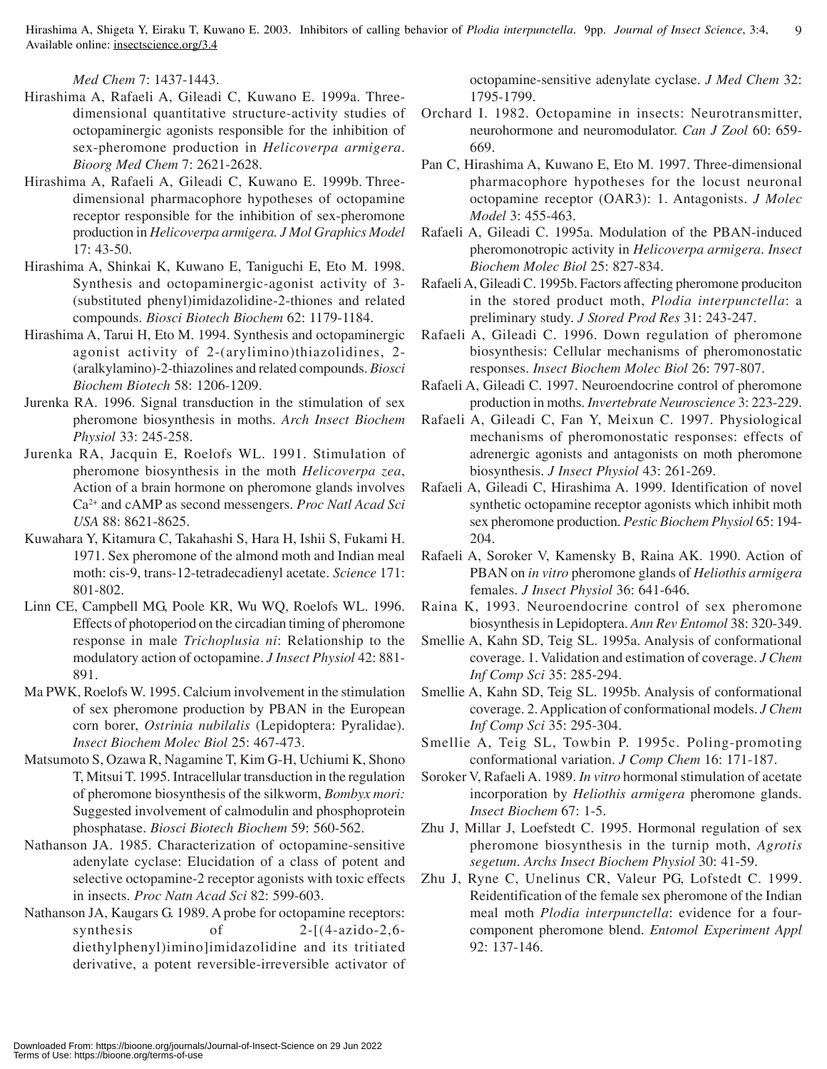*Med Chem* 7: 1437-1443.

Hirashima A, Rafaeli A, Gileadi C, Kuwano E. 1999a. Three-dimensional quantitative structure-activity studies of octopaminergic agonists responsible for the inhibition of sex-pheromone production in *Helicoverpa armigera*. *Bioorg Med Chem* 7: 2621-2628.

Hirashima A, Rafaeli A, Gileadi C, Kuwano E. 1999b. Three-dimensional pharmacophore hypotheses of octopamine receptor responsible for the inhibition of sex-pheromone production in *Helicoverpa armigera. J Mol Graphics Model* 17: 43-50.

Hirashima A, Shinkai K, Kuwano E, Taniguchi E, Eto M. 1998. Synthesis and octopaminergic-agonist activity of 3-(substituted phenyl)imidazolidine-2-thiones and related compounds. *Biosci Biotech Biochem* 62: 1179-1184.

Hirashima A, Tarui H, Eto M. 1994. Synthesis and octopaminergic agonist activity of 2-(arylimino)thiazolidines, 2-(aralkylamino)-2-thiazolines and related compounds. *Biosci Biochem Biotech* 58: 1206-1209.

Jurenka RA. 1996. Signal transduction in the stimulation of sex pheromone biosynthesis in moths. *Arch Insect Biochem Physiol* 33: 245-258.

Jurenka RA, Jacquin E, Roelofs WL. 1991. Stimulation of pheromone biosynthesis in the moth *Helicoverpa zea*, Action of a brain hormone on pheromone glands involves $Ca^{2+}$ and cAMP as second messengers. *Proc Natl Acad Sci USA* 88: 8621-8625.

Kuwahara Y, Kitamura C, Takahashi S, Hara H, Ishii S, Fukami H. 1971. Sex pheromone of the almond moth and Indian meal moth: cis-9, trans-12-tetradecadienyl acetate. *Science* 171: 801-802.

Linn CE, Campbell MG, Poole KR, Wu WQ, Roelofs WL. 1996. Effects of photoperiod on the circadian timing of pheromone response in male *Trichoplusia ni*: Relationship to the modulatory action of octopamine. *J Insect Physiol* 42: 881-891.

Ma PWK, Roelofs W. 1995. Calcium involvement in the stimulation of sex pheromone production by PBAN in the European corn borer, *Ostrinia nubilalis* (Lepidoptera: Pyralidae). *Insect Biochem Molec Biol* 25: 467-473.

Matsumoto S, Ozawa R, Nagamine T, Kim G-H, Uchiumi K, Shono T, Mitsui T. 1995. Intracellular transduction in the regulation of pheromone biosynthesis of the silkworm, *Bombyx mori:* Suggested involvement of calmodulin and phosphoprotein phosphatase. *Biosci Biotech Biochem* 59: 560-562.

Nathanson JA. 1985. Characterization of octopamine-sensitive adenylate cyclase: Elucidation of a class of potent and selective octopamine-2 receptor agonists with toxic effects in insects. *Proc Natn Acad Sci* 82: 599-603.

Nathanson JA, Kaugars G. 1989. A probe for octopamine receptors: synthesis of 2-[(4-azido-2,6-diethylphenyl)imino]imidazolidine and its tritiated derivative, a potent reversible-irreversible activator of octopamine-sensitive adenylate cyclase. *J Med Chem* 32: 1795-1799.

Orchard I. 1982. Octopamine in insects: Neurotransmitter, neurohormone and neuromodulator. *Can J Zool* 60: 659-669.

Pan C, Hirashima A, Kuwano E, Eto M. 1997. Three-dimensional pharmacophore hypotheses for the locust neuronal octopamine receptor (OAR3): 1. Antagonists. *J Molec Model* 3: 455-463.

Rafaeli A, Gileadi C. 1995a. Modulation of the PBAN-induced pheromonotropic activity in *Helicoverpa armigera*. *Insect Biochem Molec Biol* 25: 827-834.

Rafaeli A, Gileadi C. 1995b. Factors affecting pheromone produciton in the stored product moth, *Plodia interpunctella*: a preliminary study. *J Stored Prod Res* 31: 243-247.

Rafaeli A, Gileadi C. 1996. Down regulation of pheromone biosynthesis: Cellular mechanisms of pheromonostatic responses. *Insect Biochem Molec Biol* 26: 797-807.

Rafaeli A, Gileadi C. 1997. Neuroendocrine control of pheromone production in moths. *Invertebrate Neuroscience* 3: 223-229.

Rafaeli A, Gileadi C, Fan Y, Meixun C. 1997. Physiological mechanisms of pheromonostatic responses: effects of adrenergic agonists and antagonists on moth pheromone biosynthesis. *J Insect Physiol* 43: 261-269.

Rafaeli A, Gileadi C, Hirashima A. 1999. Identification of novel synthetic octopamine receptor agonists which inhibit moth sex pheromone production. *Pestic Biochem Physiol* 65: 194-204.

Rafaeli A, Soroker V, Kamensky B, Raina AK. 1990. Action of PBAN on *in vitro* pheromone glands of *Heliothis armigera* females. *J Insect Physiol* 36: 641-646.

Raina K, 1993. Neuroendocrine control of sex pheromone biosynthesis in Lepidoptera. *Ann Rev Entomol* 38: 320-349.

Smellie A, Kahn SD, Teig SL. 1995a. Analysis of conformational coverage. 1. Validation and estimation of coverage. *J Chem Inf Comp Sci* 35: 285-294.

Smellie A, Kahn SD, Teig SL. 1995b. Analysis of conformational coverage. 2. Application of conformational models. *J Chem Inf Comp Sci* 35: 295-304.

Smellie A, Teig SL, Towbin P. 1995c. Poling-promoting conformational variation. *J Comp Chem* 16: 171-187.

Soroker V, Rafaeli A. 1989. *In vitro* hormonal stimulation of acetate incorporation by *Heliothis armigera* pheromone glands. *Insect Biochem* 67: 1-5.

Zhu J, Millar J, Loefstedt C. 1995. Hormonal regulation of sex pheromone biosynthesis in the turnip moth, *Agrotis segetum*. *Archs Insect Biochem Physiol* 30: 41-59.

Zhu J, Ryne C, Unelinus CR, Valeur PG, Lofstedt C. 1999. Reidentification of the female sex pheromone of the Indian meal moth *Plodia interpunctella*: evidence for a four-component pheromone blend. *Entomol Experiment Appl* 92: 137-146.